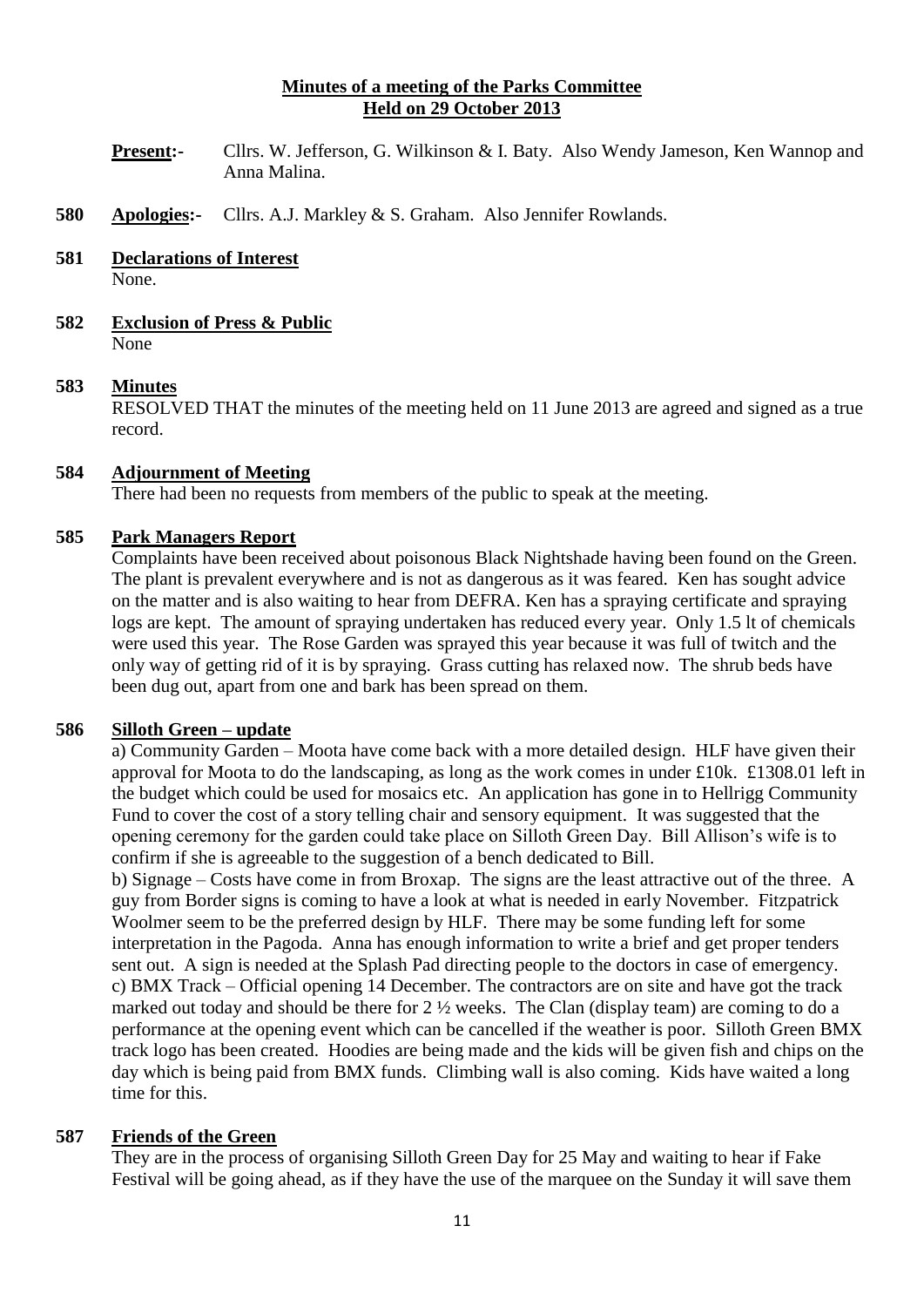**Minutes of a meeting of the Parks Committee**
**Held on 29 October 2013**

**Present:-** Cllrs. W. Jefferson, G. Wilkinson & I. Baty. Also Wendy Jameson, Ken Wannop and Anna Malina.

**580 Apologies:-** Cllrs. A.J. Markley & S. Graham. Also Jennifer Rowlands.

**581 Declarations of Interest**

None.

**582 Exclusion of Press & Public**

None

**583 Minutes**

RESOLVED THAT the minutes of the meeting held on 11 June 2013 are agreed and signed as a true record.

**584 Adjournment of Meeting**

There had been no requests from members of the public to speak at the meeting.

**585 Park Managers Report**

Complaints have been received about poisonous Black Nightshade having been found on the Green. The plant is prevalent everywhere and is not as dangerous as it was feared. Ken has sought advice on the matter and is also waiting to hear from DEFRA. Ken has a spraying certificate and spraying logs are kept. The amount of spraying undertaken has reduced every year. Only 1.5 lt of chemicals were used this year. The Rose Garden was sprayed this year because it was full of twitch and the only way of getting rid of it is by spraying. Grass cutting has relaxed now. The shrub beds have been dug out, apart from one and bark has been spread on them.

**586 Silloth Green – update**

a) Community Garden – Moota have come back with a more detailed design. HLF have given their approval for Moota to do the landscaping, as long as the work comes in under £10k. £1308.01 left in the budget which could be used for mosaics etc. An application has gone in to Hellrigg Community Fund to cover the cost of a story telling chair and sensory equipment. It was suggested that the opening ceremony for the garden could take place on Silloth Green Day. Bill Allison's wife is to confirm if she is agreeable to the suggestion of a bench dedicated to Bill.

b) Signage – Costs have come in from Broxap. The signs are the least attractive out of the three. A guy from Border signs is coming to have a look at what is needed in early November. Fitzpatrick Woolmer seem to be the preferred design by HLF. There may be some funding left for some interpretation in the Pagoda. Anna has enough information to write a brief and get proper tenders sent out. A sign is needed at the Splash Pad directing people to the doctors in case of emergency.

c) BMX Track – Official opening 14 December. The contractors are on site and have got the track marked out today and should be there for 2 ½ weeks. The Clan (display team) are coming to do a performance at the opening event which can be cancelled if the weather is poor. Silloth Green BMX track logo has been created. Hoodies are being made and the kids will be given fish and chips on the day which is being paid from BMX funds. Climbing wall is also coming. Kids have waited a long time for this.

**587 Friends of the Green**

They are in the process of organising Silloth Green Day for 25 May and waiting to hear if Fake Festival will be going ahead, as if they have the use of the marquee on the Sunday it will save them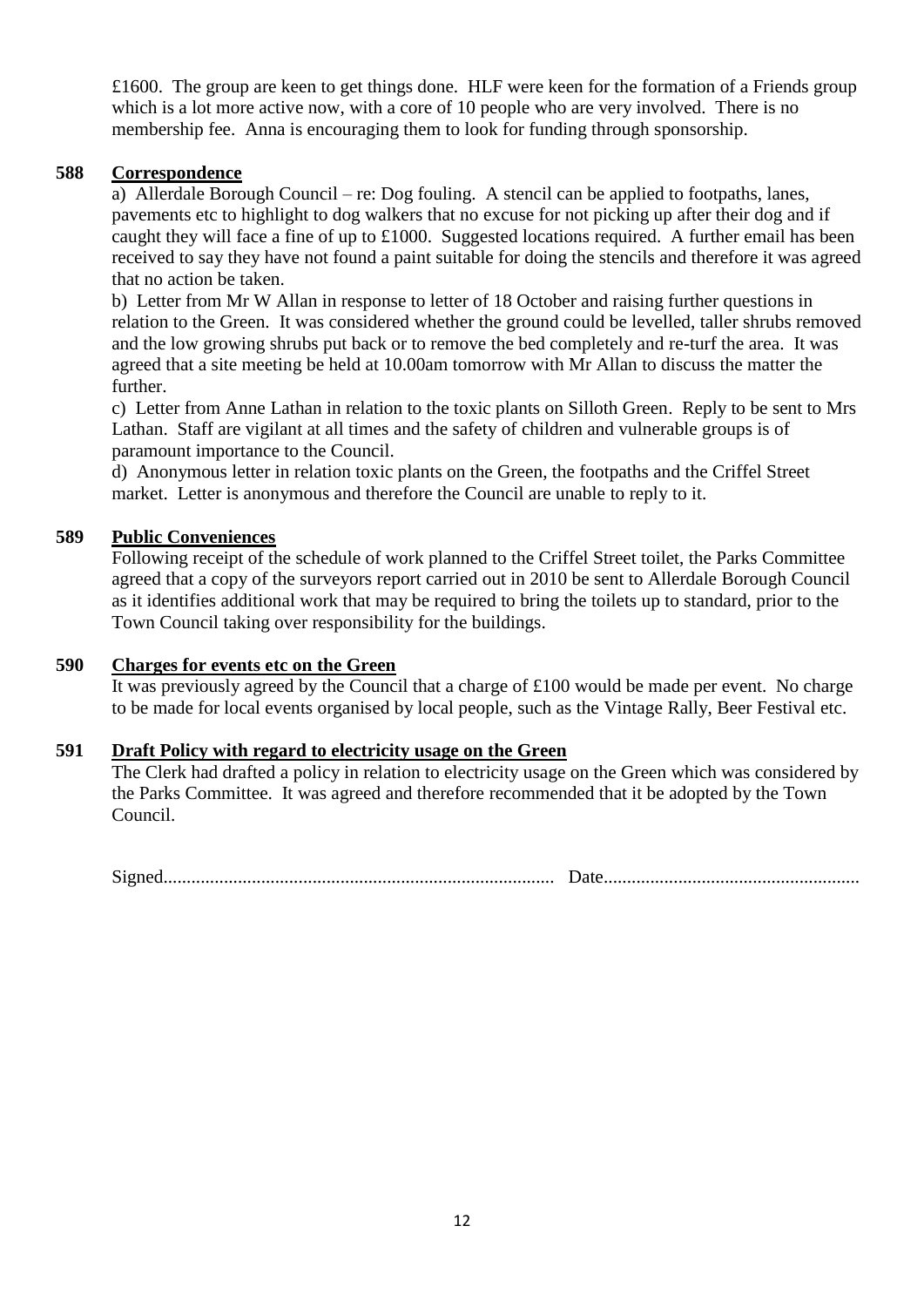£1600. The group are keen to get things done. HLF were keen for the formation of a Friends group which is a lot more active now, with a core of 10 people who are very involved. There is no membership fee. Anna is encouraging them to look for funding through sponsorship.

**588 Correspondence**

a) Allerdale Borough Council – re: Dog fouling. A stencil can be applied to footpaths, lanes, pavements etc to highlight to dog walkers that no excuse for not picking up after their dog and if caught they will face a fine of up to £1000. Suggested locations required. A further email has been received to say they have not found a paint suitable for doing the stencils and therefore it was agreed that no action be taken.

b) Letter from Mr W Allan in response to letter of 18 October and raising further questions in relation to the Green. It was considered whether the ground could be levelled, taller shrubs removed and the low growing shrubs put back or to remove the bed completely and re-turf the area. It was agreed that a site meeting be held at 10.00am tomorrow with Mr Allan to discuss the matter the further.

c) Letter from Anne Lathan in relation to the toxic plants on Silloth Green. Reply to be sent to Mrs Lathan. Staff are vigilant at all times and the safety of children and vulnerable groups is of paramount importance to the Council.

d) Anonymous letter in relation toxic plants on the Green, the footpaths and the Criffel Street market. Letter is anonymous and therefore the Council are unable to reply to it.

**589 Public Conveniences**

Following receipt of the schedule of work planned to the Criffel Street toilet, the Parks Committee agreed that a copy of the surveyors report carried out in 2010 be sent to Allerdale Borough Council as it identifies additional work that may be required to bring the toilets up to standard, prior to the Town Council taking over responsibility for the buildings.

**590 Charges for events etc on the Green**

It was previously agreed by the Council that a charge of £100 would be made per event. No charge to be made for local events organised by local people, such as the Vintage Rally, Beer Festival etc.

**591 Draft Policy with regard to electricity usage on the Green**

The Clerk had drafted a policy in relation to electricity usage on the Green which was considered by the Parks Committee. It was agreed and therefore recommended that it be adopted by the Town Council.

Signed.................................................................................... Date......................................................